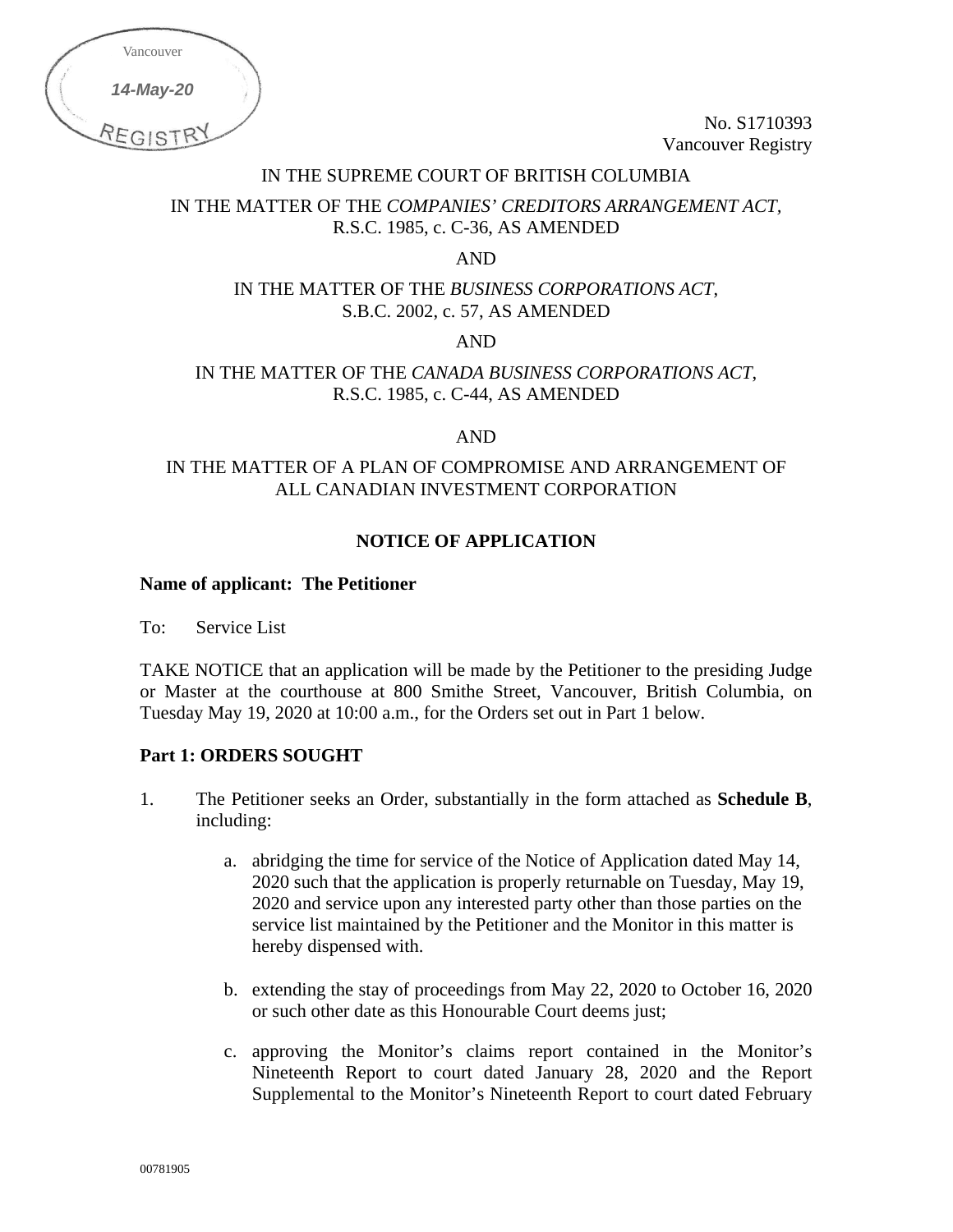Vancouver
14-May-20
REGISTRY

No. S1710393
Vancouver Registry

IN THE SUPREME COURT OF BRITISH COLUMBIA

IN THE MATTER OF THE *COMPANIES' CREDITORS ARRANGEMENT ACT*, R.S.C. 1985, c. C-36, AS AMENDED

AND

IN THE MATTER OF THE *BUSINESS CORPORATIONS ACT*, S.B.C. 2002, c. 57, AS AMENDED

AND

IN THE MATTER OF THE *CANADA BUSINESS CORPORATIONS ACT*, R.S.C. 1985, c. C-44, AS AMENDED

AND

IN THE MATTER OF A PLAN OF COMPROMISE AND ARRANGEMENT OF ALL CANADIAN INVESTMENT CORPORATION

## NOTICE OF APPLICATION

**Name of applicant: The Petitioner**

To: Service List

TAKE NOTICE that an application will be made by the Petitioner to the presiding Judge or Master at the courthouse at 800 Smithe Street, Vancouver, British Columbia, on Tuesday May 19, 2020 at 10:00 a.m., for the Orders set out in Part 1 below.

### Part 1: ORDERS SOUGHT

1. The Petitioner seeks an Order, substantially in the form attached as **Schedule B**, including:

   a. abridging the time for service of the Notice of Application dated May 14, 2020 such that the application is properly returnable on Tuesday, May 19, 2020 and service upon any interested party other than those parties on the service list maintained by the Petitioner and the Monitor in this matter is hereby dispensed with.

   b. extending the stay of proceedings from May 22, 2020 to October 16, 2020 or such other date as this Honourable Court deems just;

   c. approving the Monitor's claims report contained in the Monitor's Nineteenth Report to court dated January 28, 2020 and the Report Supplemental to the Monitor's Nineteenth Report to court dated February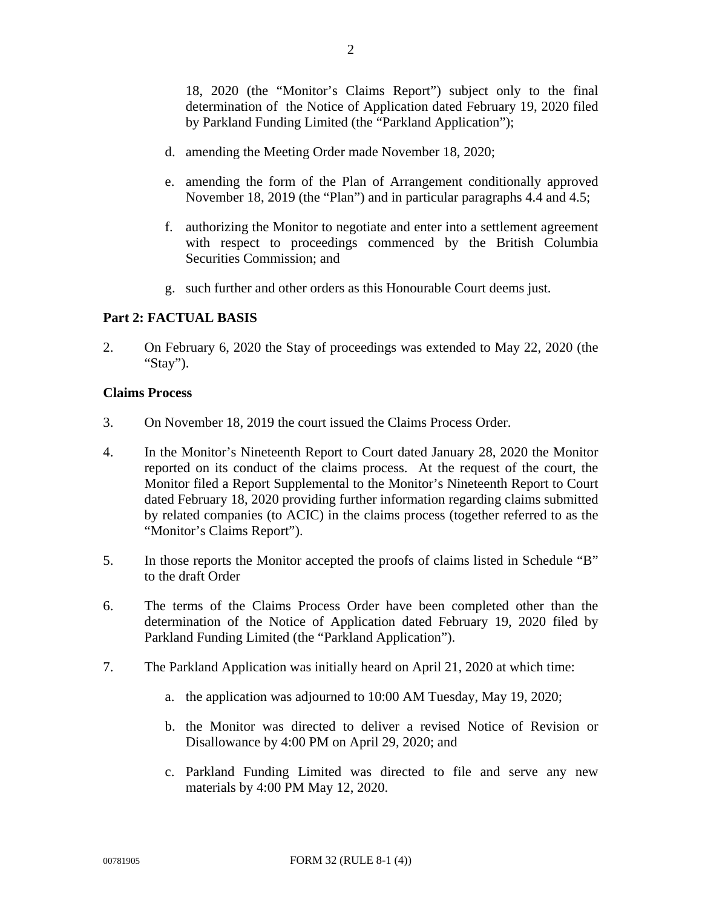18, 2020 (the "Monitor's Claims Report") subject only to the final determination of the Notice of Application dated February 19, 2020 filed by Parkland Funding Limited (the "Parkland Application");

d. amending the Meeting Order made November 18, 2020;

e. amending the form of the Plan of Arrangement conditionally approved November 18, 2019 (the "Plan") and in particular paragraphs 4.4 and 4.5;

f. authorizing the Monitor to negotiate and enter into a settlement agreement with respect to proceedings commenced by the British Columbia Securities Commission; and

g. such further and other orders as this Honourable Court deems just.

**Part 2: FACTUAL BASIS**

2. On February 6, 2020 the Stay of proceedings was extended to May 22, 2020 (the "Stay").

**Claims Process**

3. On November 18, 2019 the court issued the Claims Process Order.

4. In the Monitor's Nineteenth Report to Court dated January 28, 2020 the Monitor reported on its conduct of the claims process. At the request of the court, the Monitor filed a Report Supplemental to the Monitor's Nineteenth Report to Court dated February 18, 2020 providing further information regarding claims submitted by related companies (to ACIC) in the claims process (together referred to as the "Monitor's Claims Report").

5. In those reports the Monitor accepted the proofs of claims listed in Schedule "B" to the draft Order

6. The terms of the Claims Process Order have been completed other than the determination of the Notice of Application dated February 19, 2020 filed by Parkland Funding Limited (the "Parkland Application").

7. The Parkland Application was initially heard on April 21, 2020 at which time:

a. the application was adjourned to 10:00 AM Tuesday, May 19, 2020;

b. the Monitor was directed to deliver a revised Notice of Revision or Disallowance by 4:00 PM on April 29, 2020; and

c. Parkland Funding Limited was directed to file and serve any new materials by 4:00 PM May 12, 2020.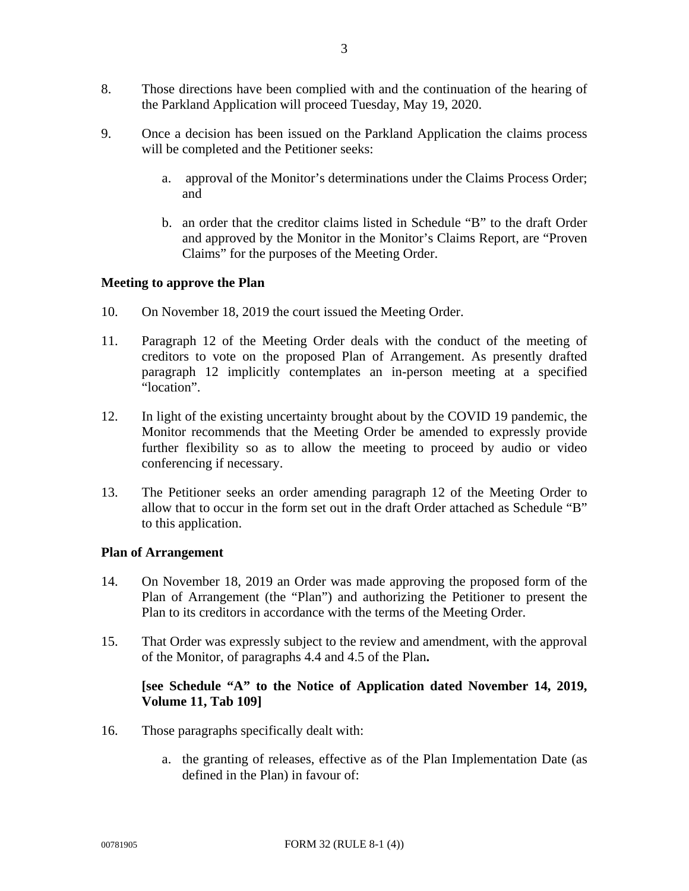8. Those directions have been complied with and the continuation of the hearing of the Parkland Application will proceed Tuesday, May 19, 2020.

9. Once a decision has been issued on the Parkland Application the claims process will be completed and the Petitioner seeks:

   a. approval of the Monitor's determinations under the Claims Process Order; and

   b. an order that the creditor claims listed in Schedule "B" to the draft Order and approved by the Monitor in the Monitor's Claims Report, are "Proven Claims" for the purposes of the Meeting Order.

**Meeting to approve the Plan**

10. On November 18, 2019 the court issued the Meeting Order.

11. Paragraph 12 of the Meeting Order deals with the conduct of the meeting of creditors to vote on the proposed Plan of Arrangement. As presently drafted paragraph 12 implicitly contemplates an in-person meeting at a specified "location".

12. In light of the existing uncertainty brought about by the COVID 19 pandemic, the Monitor recommends that the Meeting Order be amended to expressly provide further flexibility so as to allow the meeting to proceed by audio or video conferencing if necessary.

13. The Petitioner seeks an order amending paragraph 12 of the Meeting Order to allow that to occur in the form set out in the draft Order attached as Schedule "B" to this application.

**Plan of Arrangement**

14. On November 18, 2019 an Order was made approving the proposed form of the Plan of Arrangement (the "Plan") and authorizing the Petitioner to present the Plan to its creditors in accordance with the terms of the Meeting Order.

15. That Order was expressly subject to the review and amendment, with the approval of the Monitor, of paragraphs 4.4 and 4.5 of the Plan**.**

    **[see Schedule "A" to the Notice of Application dated November 14, 2019, Volume 11, Tab 109]**

16. Those paragraphs specifically dealt with:

   a. the granting of releases, effective as of the Plan Implementation Date (as defined in the Plan) in favour of: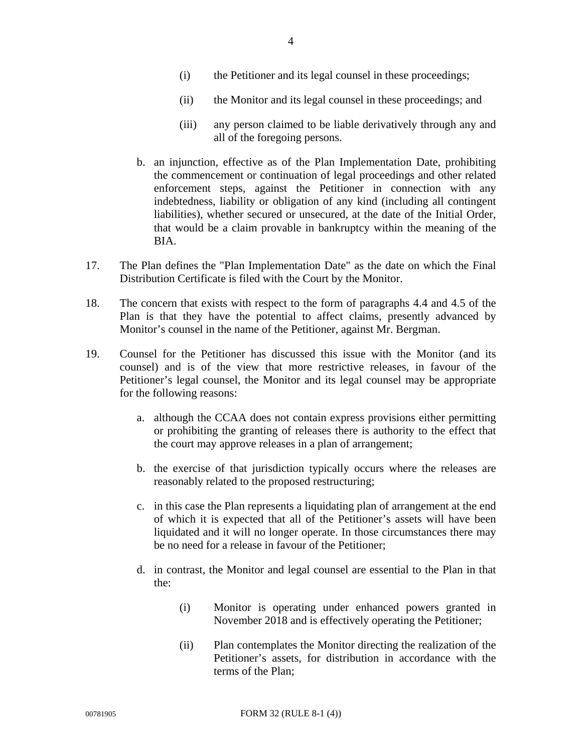(i) the Petitioner and its legal counsel in these proceedings;

(ii) the Monitor and its legal counsel in these proceedings; and

(iii) any person claimed to be liable derivatively through any and all of the foregoing persons.

b. an injunction, effective as of the Plan Implementation Date, prohibiting the commencement or continuation of legal proceedings and other related enforcement steps, against the Petitioner in connection with any indebtedness, liability or obligation of any kind (including all contingent liabilities), whether secured or unsecured, at the date of the Initial Order, that would be a claim provable in bankruptcy within the meaning of the BIA.

17. The Plan defines the "Plan Implementation Date" as the date on which the Final Distribution Certificate is filed with the Court by the Monitor.

18. The concern that exists with respect to the form of paragraphs 4.4 and 4.5 of the Plan is that they have the potential to affect claims, presently advanced by Monitor's counsel in the name of the Petitioner, against Mr. Bergman.

19. Counsel for the Petitioner has discussed this issue with the Monitor (and its counsel) and is of the view that more restrictive releases, in favour of the Petitioner's legal counsel, the Monitor and its legal counsel may be appropriate for the following reasons:

a. although the CCAA does not contain express provisions either permitting or prohibiting the granting of releases there is authority to the effect that the court may approve releases in a plan of arrangement;

b. the exercise of that jurisdiction typically occurs where the releases are reasonably related to the proposed restructuring;

c. in this case the Plan represents a liquidating plan of arrangement at the end of which it is expected that all of the Petitioner's assets will have been liquidated and it will no longer operate. In those circumstances there may be no need for a release in favour of the Petitioner;

d. in contrast, the Monitor and legal counsel are essential to the Plan in that the:

(i) Monitor is operating under enhanced powers granted in November 2018 and is effectively operating the Petitioner;

(ii) Plan contemplates the Monitor directing the realization of the Petitioner's assets, for distribution in accordance with the terms of the Plan;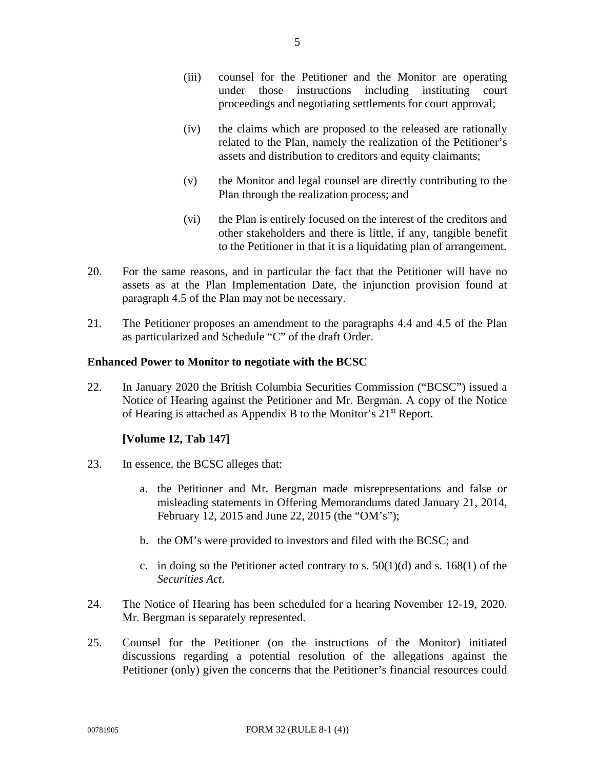(iii) counsel for the Petitioner and the Monitor are operating under those instructions including instituting court proceedings and negotiating settlements for court approval;

(iv) the claims which are proposed to the released are rationally related to the Plan, namely the realization of the Petitioner's assets and distribution to creditors and equity claimants;

(v) the Monitor and legal counsel are directly contributing to the Plan through the realization process; and

(vi) the Plan is entirely focused on the interest of the creditors and other stakeholders and there is little, if any, tangible benefit to the Petitioner in that it is a liquidating plan of arrangement.

20. For the same reasons, and in particular the fact that the Petitioner will have no assets as at the Plan Implementation Date, the injunction provision found at paragraph 4.5 of the Plan may not be necessary.

21. The Petitioner proposes an amendment to the paragraphs 4.4 and 4.5 of the Plan as particularized and Schedule "C" of the draft Order.

**Enhanced Power to Monitor to negotiate with the BCSC**

22. In January 2020 the British Columbia Securities Commission ("BCSC") issued a Notice of Hearing against the Petitioner and Mr. Bergman. A copy of the Notice of Hearing is attached as Appendix B to the Monitor's 21st Report.

**[Volume 12, Tab 147]**

23. In essence, the BCSC alleges that:

a. the Petitioner and Mr. Bergman made misrepresentations and false or misleading statements in Offering Memorandums dated January 21, 2014, February 12, 2015 and June 22, 2015 (the "OM's");

b. the OM's were provided to investors and filed with the BCSC; and

c. in doing so the Petitioner acted contrary to s. 50(1)(d) and s. 168(1) of the *Securities Act*.

24. The Notice of Hearing has been scheduled for a hearing November 12-19, 2020. Mr. Bergman is separately represented.

25. Counsel for the Petitioner (on the instructions of the Monitor) initiated discussions regarding a potential resolution of the allegations against the Petitioner (only) given the concerns that the Petitioner's financial resources could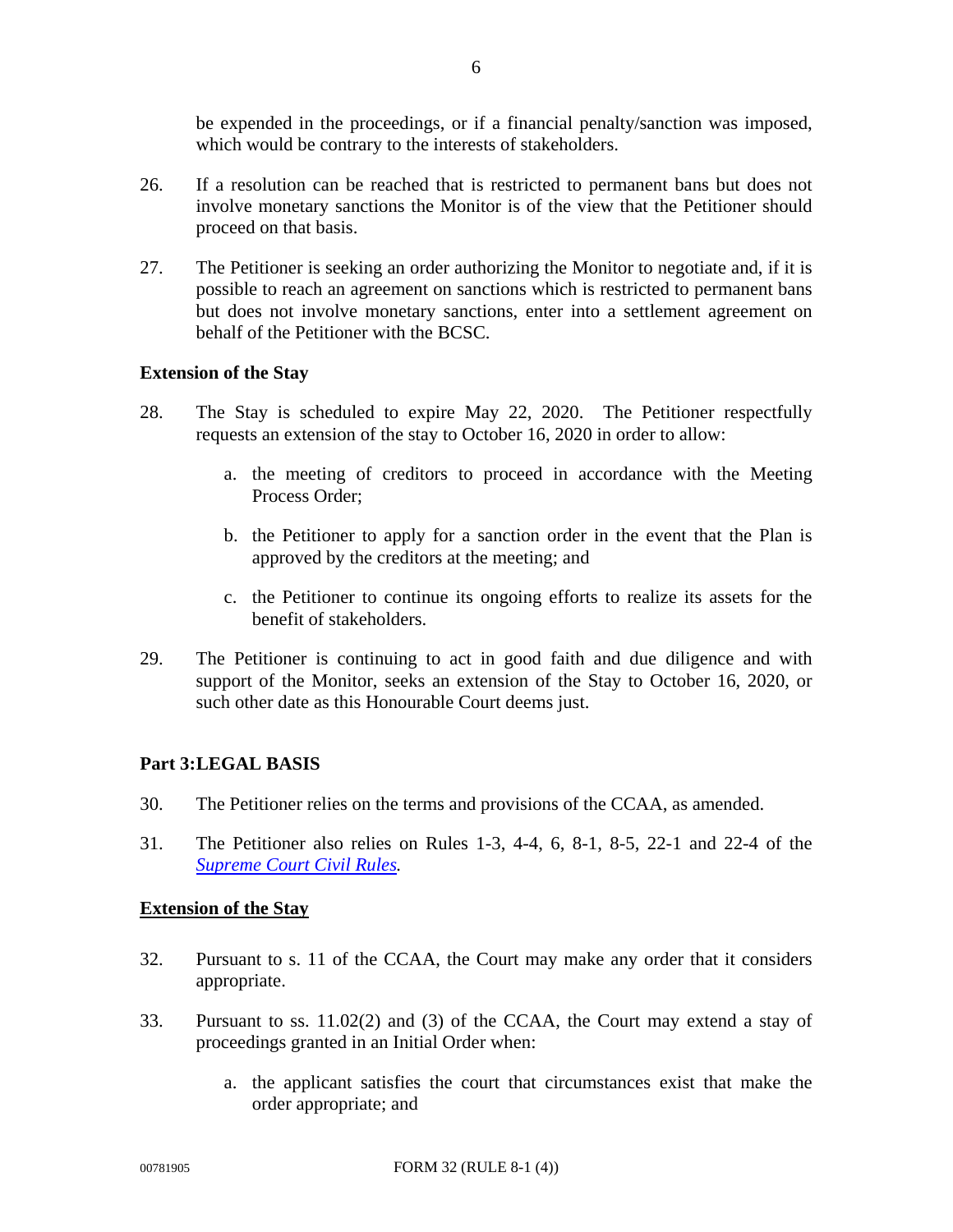be expended in the proceedings, or if a financial penalty/sanction was imposed, which would be contrary to the interests of stakeholders.

26. If a resolution can be reached that is restricted to permanent bans but does not involve monetary sanctions the Monitor is of the view that the Petitioner should proceed on that basis.

27. The Petitioner is seeking an order authorizing the Monitor to negotiate and, if it is possible to reach an agreement on sanctions which is restricted to permanent bans but does not involve monetary sanctions, enter into a settlement agreement on behalf of the Petitioner with the BCSC.

**Extension of the Stay**

28. The Stay is scheduled to expire May 22, 2020. The Petitioner respectfully requests an extension of the stay to October 16, 2020 in order to allow:

    a. the meeting of creditors to proceed in accordance with the Meeting Process Order;

    b. the Petitioner to apply for a sanction order in the event that the Plan is approved by the creditors at the meeting; and

    c. the Petitioner to continue its ongoing efforts to realize its assets for the benefit of stakeholders.

29. The Petitioner is continuing to act in good faith and due diligence and with support of the Monitor, seeks an extension of the Stay to October 16, 2020, or such other date as this Honourable Court deems just.

**Part 3:LEGAL BASIS**

30. The Petitioner relies on the terms and provisions of the CCAA, as amended.

31. The Petitioner also relies on Rules 1-3, 4-4, 6, 8-1, 8-5, 22-1 and 22-4 of the *Supreme Court Civil Rules.*

**Extension of the Stay**

32. Pursuant to s. 11 of the CCAA, the Court may make any order that it considers appropriate.

33. Pursuant to ss. 11.02(2) and (3) of the CCAA, the Court may extend a stay of proceedings granted in an Initial Order when:

    a. the applicant satisfies the court that circumstances exist that make the order appropriate; and

00781905 FORM 32 (RULE 8-1 (4))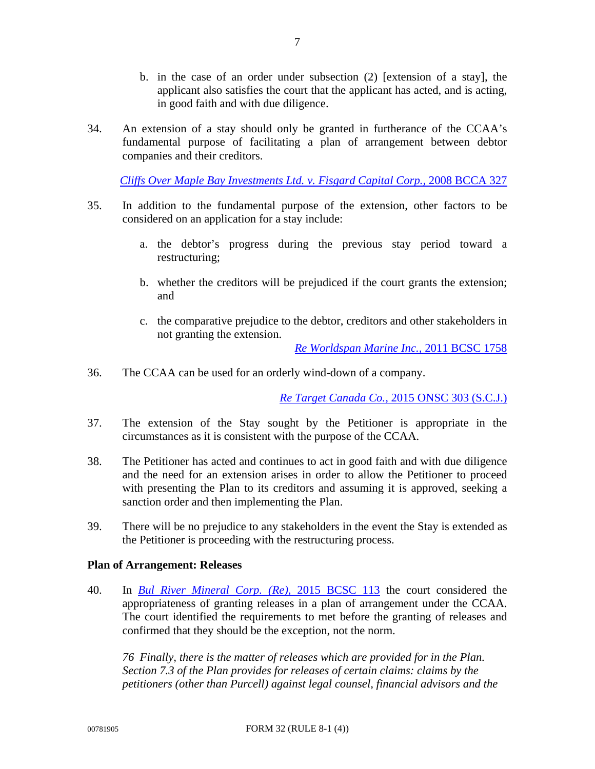b. in the case of an order under subsection (2) [extension of a stay], the applicant also satisfies the court that the applicant has acted, and is acting, in good faith and with due diligence.

34. An extension of a stay should only be granted in furtherance of the CCAA's fundamental purpose of facilitating a plan of arrangement between debtor companies and their creditors.

*Cliffs Over Maple Bay Investments Ltd. v. Fisgard Capital Corp.*, 2008 BCCA 327

35. In addition to the fundamental purpose of the extension, other factors to be considered on an application for a stay include:

a. the debtor's progress during the previous stay period toward a restructuring;

b. whether the creditors will be prejudiced if the court grants the extension; and

c. the comparative prejudice to the debtor, creditors and other stakeholders in not granting the extension.

*Re Worldspan Marine Inc.*, 2011 BCSC 1758

36. The CCAA can be used for an orderly wind-down of a company.

*Re Target Canada Co.*, 2015 ONSC 303 (S.C.J.)

37. The extension of the Stay sought by the Petitioner is appropriate in the circumstances as it is consistent with the purpose of the CCAA.

38. The Petitioner has acted and continues to act in good faith and with due diligence and the need for an extension arises in order to allow the Petitioner to proceed with presenting the Plan to its creditors and assuming it is approved, seeking a sanction order and then implementing the Plan.

39. There will be no prejudice to any stakeholders in the event the Stay is extended as the Petitioner is proceeding with the restructuring process.

**Plan of Arrangement: Releases**

40. In *Bul River Mineral Corp. (Re)*, 2015 BCSC 113 the court considered the appropriateness of granting releases in a plan of arrangement under the CCAA. The court identified the requirements to met before the granting of releases and confirmed that they should be the exception, not the norm.

*76 Finally, there is the matter of releases which are provided for in the Plan. Section 7.3 of the Plan provides for releases of certain claims: claims by the petitioners (other than Purcell) against legal counsel, financial advisors and the*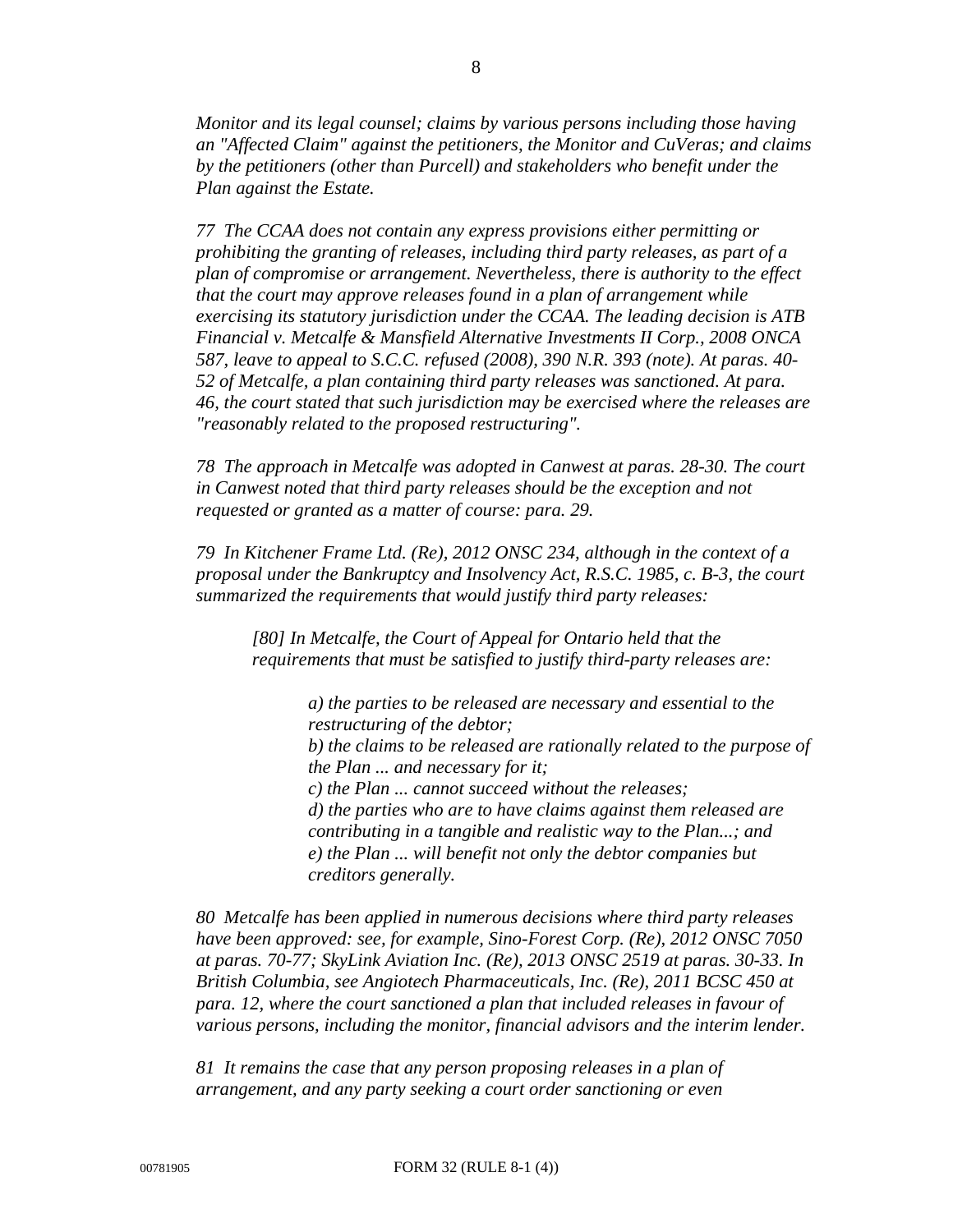*Monitor and its legal counsel; claims by various persons including those having an "Affected Claim" against the petitioners, the Monitor and CuVeras; and claims by the petitioners (other than Purcell) and stakeholders who benefit under the Plan against the Estate.*

*77 The CCAA does not contain any express provisions either permitting or prohibiting the granting of releases, including third party releases, as part of a plan of compromise or arrangement. Nevertheless, there is authority to the effect that the court may approve releases found in a plan of arrangement while exercising its statutory jurisdiction under the CCAA. The leading decision is ATB Financial v. Metcalfe & Mansfield Alternative Investments II Corp., 2008 ONCA 587, leave to appeal to S.C.C. refused (2008), 390 N.R. 393 (note). At paras. 40-52 of Metcalfe, a plan containing third party releases was sanctioned. At para. 46, the court stated that such jurisdiction may be exercised where the releases are "reasonably related to the proposed restructuring".*

*78 The approach in Metcalfe was adopted in Canwest at paras. 28-30. The court in Canwest noted that third party releases should be the exception and not requested or granted as a matter of course: para. 29.*

*79 In Kitchener Frame Ltd. (Re), 2012 ONSC 234, although in the context of a proposal under the Bankruptcy and Insolvency Act, R.S.C. 1985, c. B-3, the court summarized the requirements that would justify third party releases:*

> *[80] In Metcalfe, the Court of Appeal for Ontario held that the requirements that must be satisfied to justify third-party releases are:*
>
> > *a) the parties to be released are necessary and essential to the restructuring of the debtor;*
> > *b) the claims to be released are rationally related to the purpose of the Plan ... and necessary for it;*
> > *c) the Plan ... cannot succeed without the releases;*
> > *d) the parties who are to have claims against them released are contributing in a tangible and realistic way to the Plan...; and*
> > *e) the Plan ... will benefit not only the debtor companies but creditors generally.*

*80 Metcalfe has been applied in numerous decisions where third party releases have been approved: see, for example, Sino-Forest Corp. (Re), 2012 ONSC 7050 at paras. 70-77; SkyLink Aviation Inc. (Re), 2013 ONSC 2519 at paras. 30-33. In British Columbia, see Angiotech Pharmaceuticals, Inc. (Re), 2011 BCSC 450 at para. 12, where the court sanctioned a plan that included releases in favour of various persons, including the monitor, financial advisors and the interim lender.*

*81 It remains the case that any person proposing releases in a plan of arrangement, and any party seeking a court order sanctioning or even*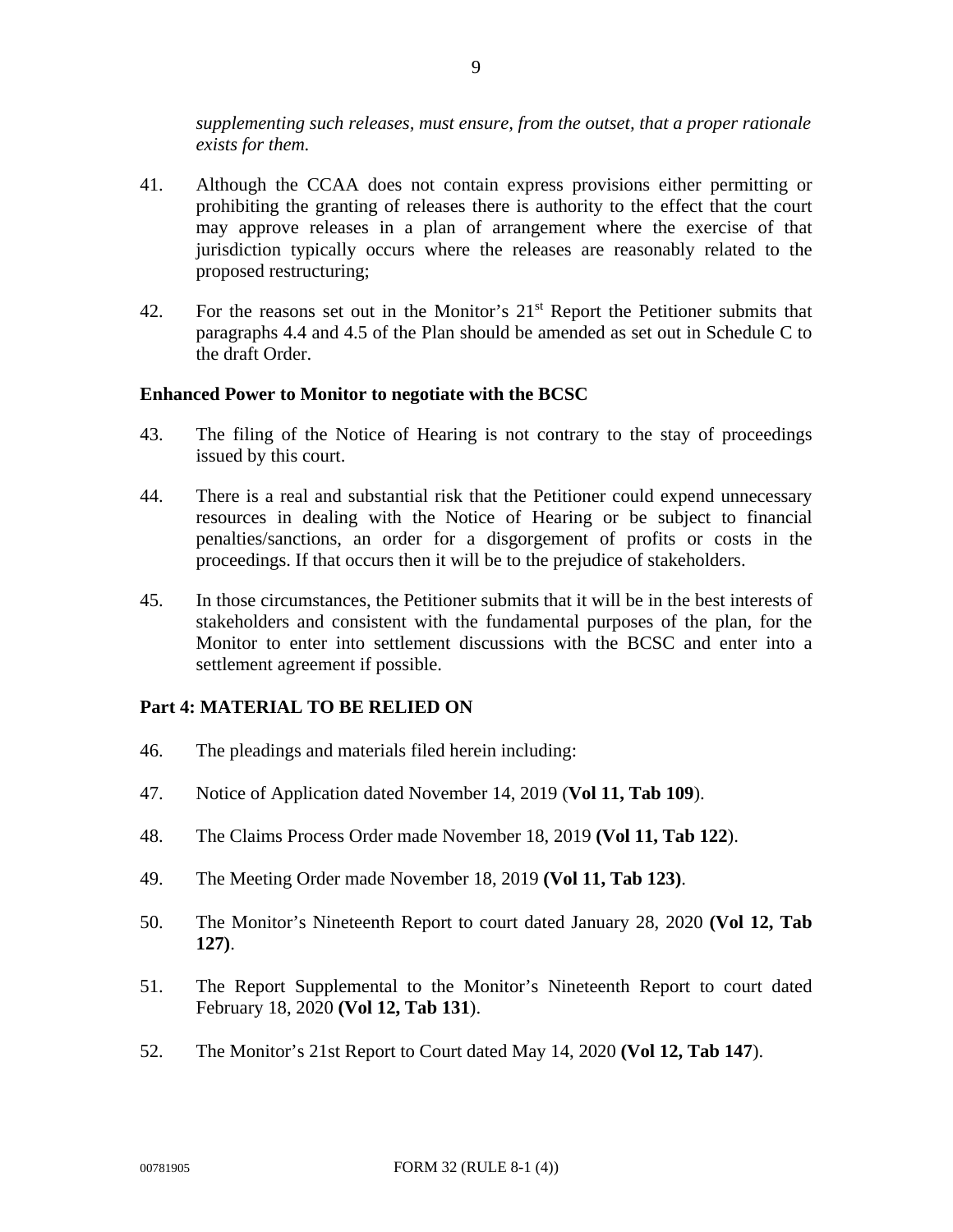*supplementing such releases, must ensure, from the outset, that a proper rationale exists for them.*

41. Although the CCAA does not contain express provisions either permitting or prohibiting the granting of releases there is authority to the effect that the court may approve releases in a plan of arrangement where the exercise of that jurisdiction typically occurs where the releases are reasonably related to the proposed restructuring;

42. For the reasons set out in the Monitor's 21st Report the Petitioner submits that paragraphs 4.4 and 4.5 of the Plan should be amended as set out in Schedule C to the draft Order.

**Enhanced Power to Monitor to negotiate with the BCSC**

43. The filing of the Notice of Hearing is not contrary to the stay of proceedings issued by this court.

44. There is a real and substantial risk that the Petitioner could expend unnecessary resources in dealing with the Notice of Hearing or be subject to financial penalties/sanctions, an order for a disgorgement of profits or costs in the proceedings. If that occurs then it will be to the prejudice of stakeholders.

45. In those circumstances, the Petitioner submits that it will be in the best interests of stakeholders and consistent with the fundamental purposes of the plan, for the Monitor to enter into settlement discussions with the BCSC and enter into a settlement agreement if possible.

**Part 4: MATERIAL TO BE RELIED ON**

46. The pleadings and materials filed herein including:

47. Notice of Application dated November 14, 2019 (**Vol 11, Tab 109**).

48. The Claims Process Order made November 18, 2019 **(Vol 11, Tab 122**).

49. The Meeting Order made November 18, 2019 **(Vol 11, Tab 123)**.

50. The Monitor's Nineteenth Report to court dated January 28, 2020 **(Vol 12, Tab 127)**.

51. The Report Supplemental to the Monitor's Nineteenth Report to court dated February 18, 2020 **(Vol 12, Tab 131**).

52. The Monitor's 21st Report to Court dated May 14, 2020 **(Vol 12, Tab 147**).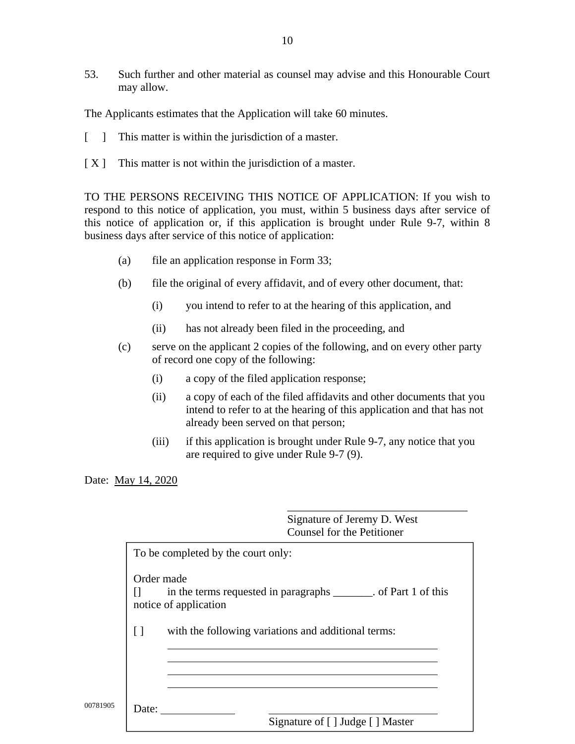53. Such further and other material as counsel may advise and this Honourable Court may allow.

The Applicants estimates that the Application will take 60 minutes.

[ ] This matter is within the jurisdiction of a master.

[ X ] This matter is not within the jurisdiction of a master.

TO THE PERSONS RECEIVING THIS NOTICE OF APPLICATION: If you wish to respond to this notice of application, you must, within 5 business days after service of this notice of application or, if this application is brought under Rule 9-7, within 8 business days after service of this notice of application:

(a) file an application response in Form 33;

(b) file the original of every affidavit, and of every other document, that:

  (i) you intend to refer to at the hearing of this application, and

  (ii) has not already been filed in the proceeding, and

(c) serve on the applicant 2 copies of the following, and on every other party of record one copy of the following:

  (i) a copy of the filed application response;

  (ii) a copy of each of the filed affidavits and other documents that you intend to refer to at the hearing of this application and that has not already been served on that person;

  (iii) if this application is brought under Rule 9-7, any notice that you are required to give under Rule 9-7 (9).

Date: May 14, 2020

\_\_\_\_\_\_\_\_\_\_\_\_\_\_\_\_\_\_\_\_\_\_\_\_\_\_\_\_\_\_\_\_
Signature of Jeremy D. West
Counsel for the Petitioner

To be completed by the court only:

Order made

[] in the terms requested in paragraphs \_\_\_\_\_\_\_. of Part 1 of this notice of application

[ ] with the following variations and additional terms:

\_\_\_\_\_\_\_\_\_\_\_\_\_\_\_\_\_\_\_\_\_\_\_\_\_\_\_\_\_\_\_\_\_\_\_\_\_\_\_\_\_\_\_\_
\_\_\_\_\_\_\_\_\_\_\_\_\_\_\_\_\_\_\_\_\_\_\_\_\_\_\_\_\_\_\_\_\_\_\_\_\_\_\_\_\_\_\_\_
\_\_\_\_\_\_\_\_\_\_\_\_\_\_\_\_\_\_\_\_\_\_\_\_\_\_\_\_\_\_\_\_\_\_\_\_\_\_\_\_\_\_\_\_
\_\_\_\_\_\_\_\_\_\_\_\_\_\_\_\_\_\_\_\_\_\_\_\_\_\_\_\_\_\_\_\_\_\_\_\_\_\_\_\_\_\_\_\_

Date: \_\_\_\_\_\_\_\_\_\_\_\_\_ \_\_\_\_\_\_\_\_\_\_\_\_\_\_\_\_\_\_\_\_\_\_\_\_\_\_\_\_\_\_\_\_
Signature of [ ] Judge [ ] Master

00781905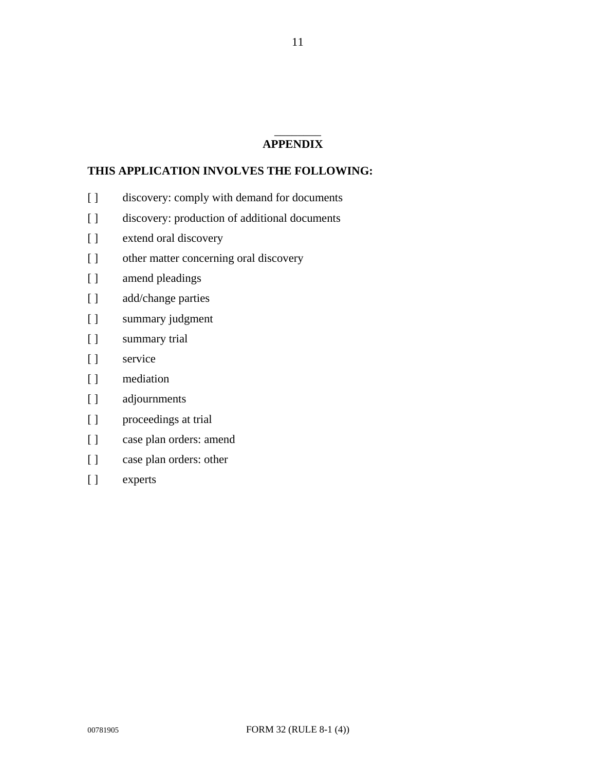## APPENDIX

**THIS APPLICATION INVOLVES THE FOLLOWING:**

[ ] discovery: comply with demand for documents

[ ] discovery: production of additional documents

[ ] extend oral discovery

[ ] other matter concerning oral discovery

[ ] amend pleadings

[ ] add/change parties

[ ] summary judgment

[ ] summary trial

[ ] service

[ ] mediation

[ ] adjournments

[ ] proceedings at trial

[ ] case plan orders: amend

[ ] case plan orders: other

[ ] experts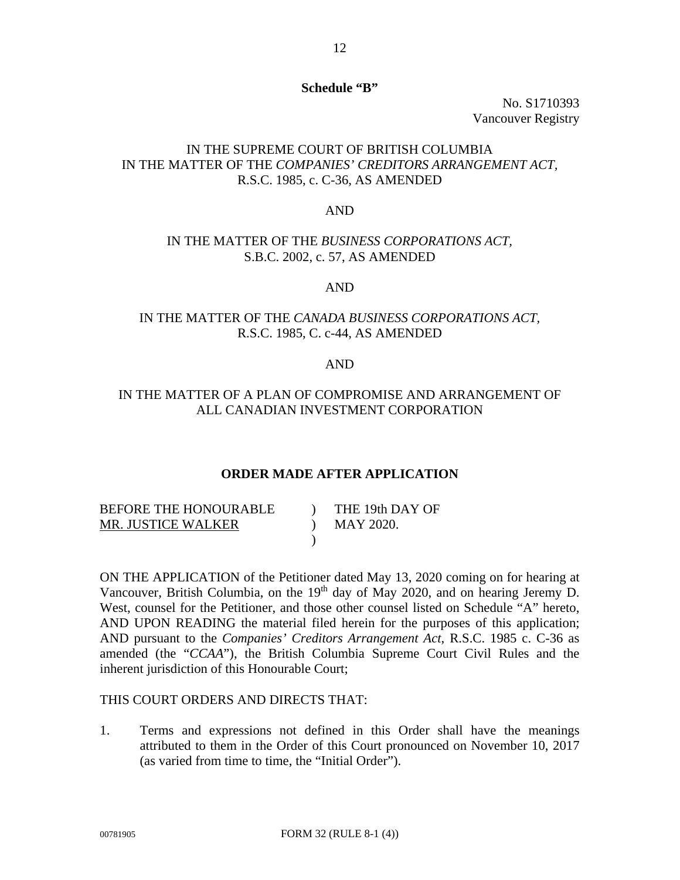**Schedule "B"**

No. S1710393
Vancouver Registry

IN THE SUPREME COURT OF BRITISH COLUMBIA
IN THE MATTER OF THE *COMPANIES' CREDITORS ARRANGEMENT ACT*,
R.S.C. 1985, c. C-36, AS AMENDED

AND

IN THE MATTER OF THE *BUSINESS CORPORATIONS ACT*,
S.B.C. 2002, c. 57, AS AMENDED

AND

IN THE MATTER OF THE *CANADA BUSINESS CORPORATIONS ACT*,
R.S.C. 1985, C. c-44, AS AMENDED

AND

IN THE MATTER OF A PLAN OF COMPROMISE AND ARRANGEMENT OF
ALL CANADIAN INVESTMENT CORPORATION

**ORDER MADE AFTER APPLICATION**

| | | |
|---|---|---|
| BEFORE THE HONOURABLE | ) | THE 19th DAY OF |
| MR. JUSTICE WALKER | ) | MAY 2020. |
| | ) | |

ON THE APPLICATION of the Petitioner dated May 13, 2020 coming on for hearing at Vancouver, British Columbia, on the 19th day of May 2020, and on hearing Jeremy D. West, counsel for the Petitioner, and those other counsel listed on Schedule "A" hereto, AND UPON READING the material filed herein for the purposes of this application; AND pursuant to the *Companies' Creditors Arrangement Act*, R.S.C. 1985 c. C-36 as amended (the "*CCAA*"), the British Columbia Supreme Court Civil Rules and the inherent jurisdiction of this Honourable Court;

THIS COURT ORDERS AND DIRECTS THAT:

1. Terms and expressions not defined in this Order shall have the meanings attributed to them in the Order of this Court pronounced on November 10, 2017 (as varied from time to time, the "Initial Order").

00781905 FORM 32 (RULE 8-1 (4))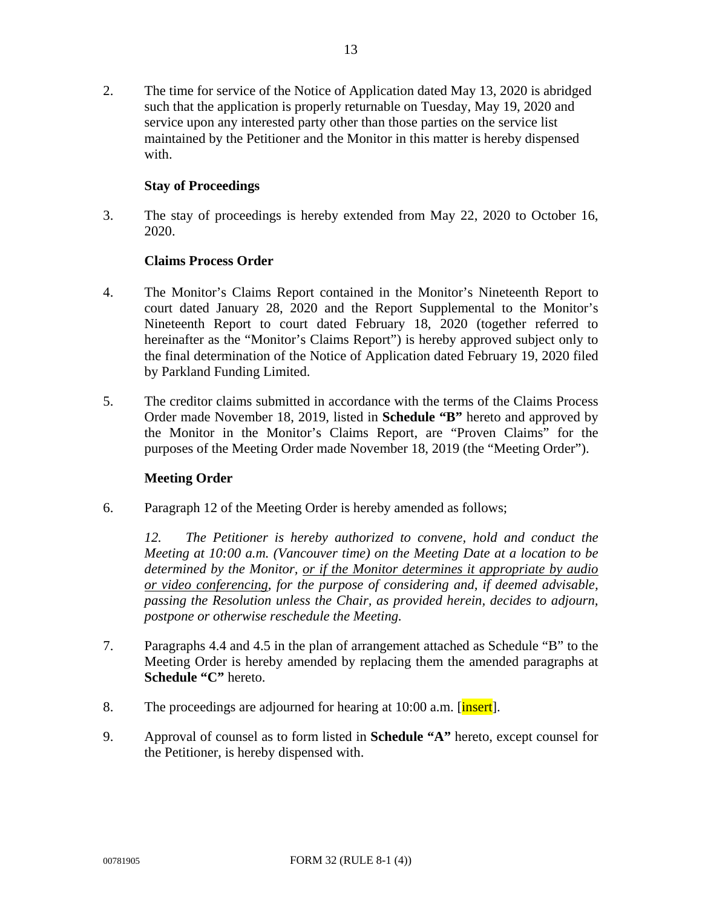2. The time for service of the Notice of Application dated May 13, 2020 is abridged such that the application is properly returnable on Tuesday, May 19, 2020 and service upon any interested party other than those parties on the service list maintained by the Petitioner and the Monitor in this matter is hereby dispensed with.

**Stay of Proceedings**

3. The stay of proceedings is hereby extended from May 22, 2020 to October 16, 2020.

**Claims Process Order**

4. The Monitor's Claims Report contained in the Monitor's Nineteenth Report to court dated January 28, 2020 and the Report Supplemental to the Monitor's Nineteenth Report to court dated February 18, 2020 (together referred to hereinafter as the "Monitor's Claims Report") is hereby approved subject only to the final determination of the Notice of Application dated February 19, 2020 filed by Parkland Funding Limited.

5. The creditor claims submitted in accordance with the terms of the Claims Process Order made November 18, 2019, listed in **Schedule "B"** hereto and approved by the Monitor in the Monitor's Claims Report, are "Proven Claims" for the purposes of the Meeting Order made November 18, 2019 (the "Meeting Order").

**Meeting Order**

6. Paragraph 12 of the Meeting Order is hereby amended as follows;

   *12. The Petitioner is hereby authorized to convene, hold and conduct the Meeting at 10:00 a.m. (Vancouver time) on the Meeting Date at a location to be determined by the Monitor, <u>or if the Monitor determines it appropriate by audio or video conferencing</u>, for the purpose of considering and, if deemed advisable, passing the Resolution unless the Chair, as provided herein, decides to adjourn, postpone or otherwise reschedule the Meeting.*

7. Paragraphs 4.4 and 4.5 in the plan of arrangement attached as Schedule "B" to the Meeting Order is hereby amended by replacing them the amended paragraphs at **Schedule "C"** hereto.

8. The proceedings are adjourned for hearing at 10:00 a.m. [insert].

9. Approval of counsel as to form listed in **Schedule "A"** hereto, except counsel for the Petitioner, is hereby dispensed with.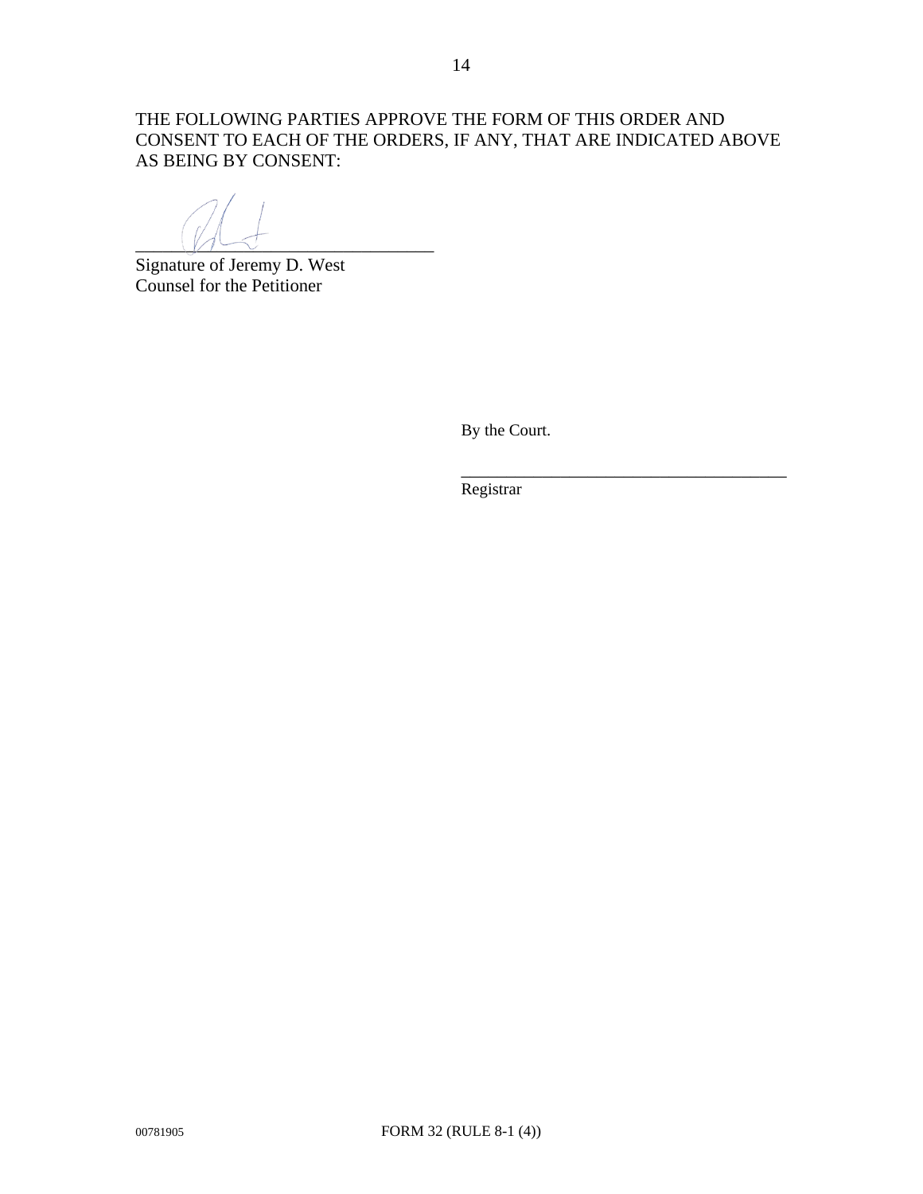THE FOLLOWING PARTIES APPROVE THE FORM OF THIS ORDER AND CONSENT TO EACH OF THE ORDERS, IF ANY, THAT ARE INDICATED ABOVE AS BEING BY CONSENT:

\_\_\_\_\_\_\_\_\_\_\_\_\_\_\_\_\_\_\_\_\_\_\_\_\_\_\_\_\_\_\_\_\_\_
Signature of Jeremy D. West
Counsel for the Petitioner

By the Court.

\_\_\_\_\_\_\_\_\_\_\_\_\_\_\_\_\_\_\_\_\_\_\_\_\_\_\_\_\_\_\_\_\_\_\_\_\_\_\_\_
Registrar

00781905 FORM 32 (RULE 8-1 (4))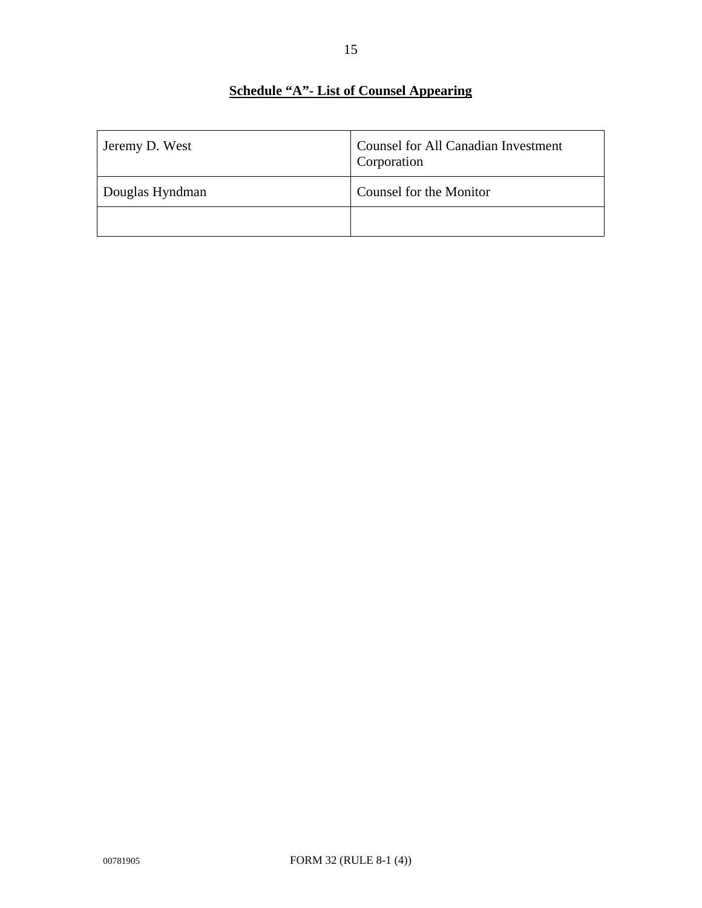**<u>Schedule "A"- List of Counsel Appearing</u>**

| | |
|---|---|
| Jeremy D. West | Counsel for All Canadian Investment Corporation |
| Douglas Hyndman | Counsel for the Monitor |
| | |

00781905 FORM 32 (RULE 8-1 (4))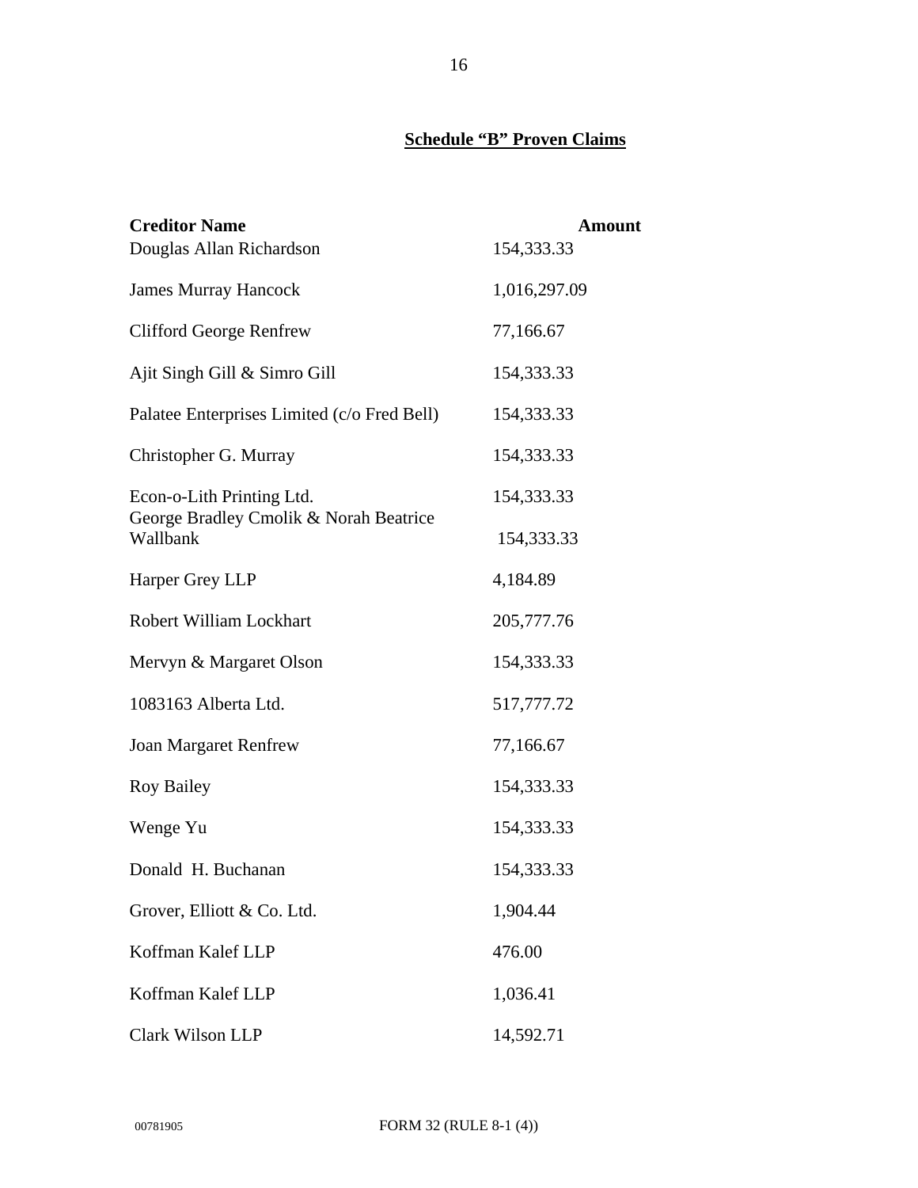**Schedule "B" Proven Claims**

| Creditor Name | Amount |
|---|---|
| Douglas Allan Richardson | 154,333.33 |
| James Murray Hancock | 1,016,297.09 |
| Clifford George Renfrew | 77,166.67 |
| Ajit Singh Gill & Simro Gill | 154,333.33 |
| Palatee Enterprises Limited (c/o Fred Bell) | 154,333.33 |
| Christopher G. Murray | 154,333.33 |
| Econ-o-Lith Printing Ltd. | 154,333.33 |
| George Bradley Cmolik & Norah Beatrice Wallbank | 154,333.33 |
| Harper Grey LLP | 4,184.89 |
| Robert William Lockhart | 205,777.76 |
| Mervyn & Margaret Olson | 154,333.33 |
| 1083163 Alberta Ltd. | 517,777.72 |
| Joan Margaret Renfrew | 77,166.67 |
| Roy Bailey | 154,333.33 |
| Wenge Yu | 154,333.33 |
| Donald H. Buchanan | 154,333.33 |
| Grover, Elliott & Co. Ltd. | 1,904.44 |
| Koffman Kalef LLP | 476.00 |
| Koffman Kalef LLP | 1,036.41 |
| Clark Wilson LLP | 14,592.71 |

00781905 FORM 32 (RULE 8-1 (4))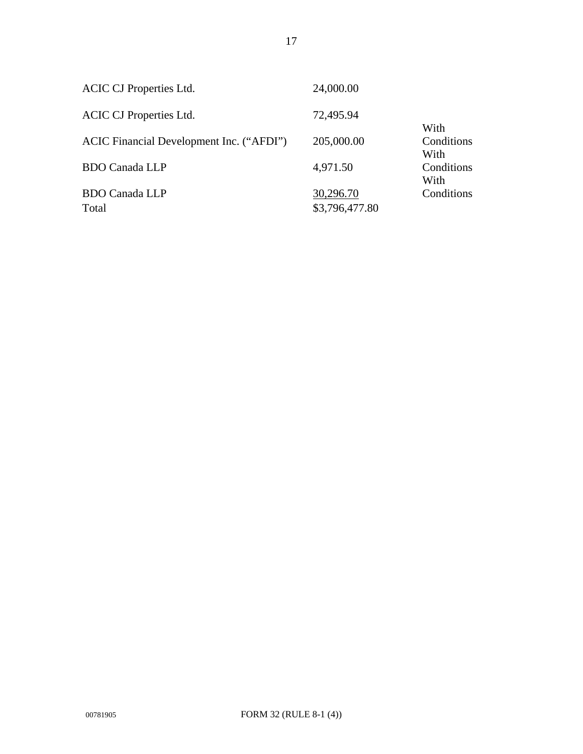| | | |
|---|---|---|
| ACIC CJ Properties Ltd. | 24,000.00 | |
| ACIC CJ Properties Ltd. | 72,495.94 | |
| ACIC Financial Development Inc. (“AFDI”) | 205,000.00 | With Conditions |
| BDO Canada LLP | 4,971.50 | With Conditions |
| BDO Canada LLP | 30,296.70 | With Conditions |
| Total | $3,796,477.80 | |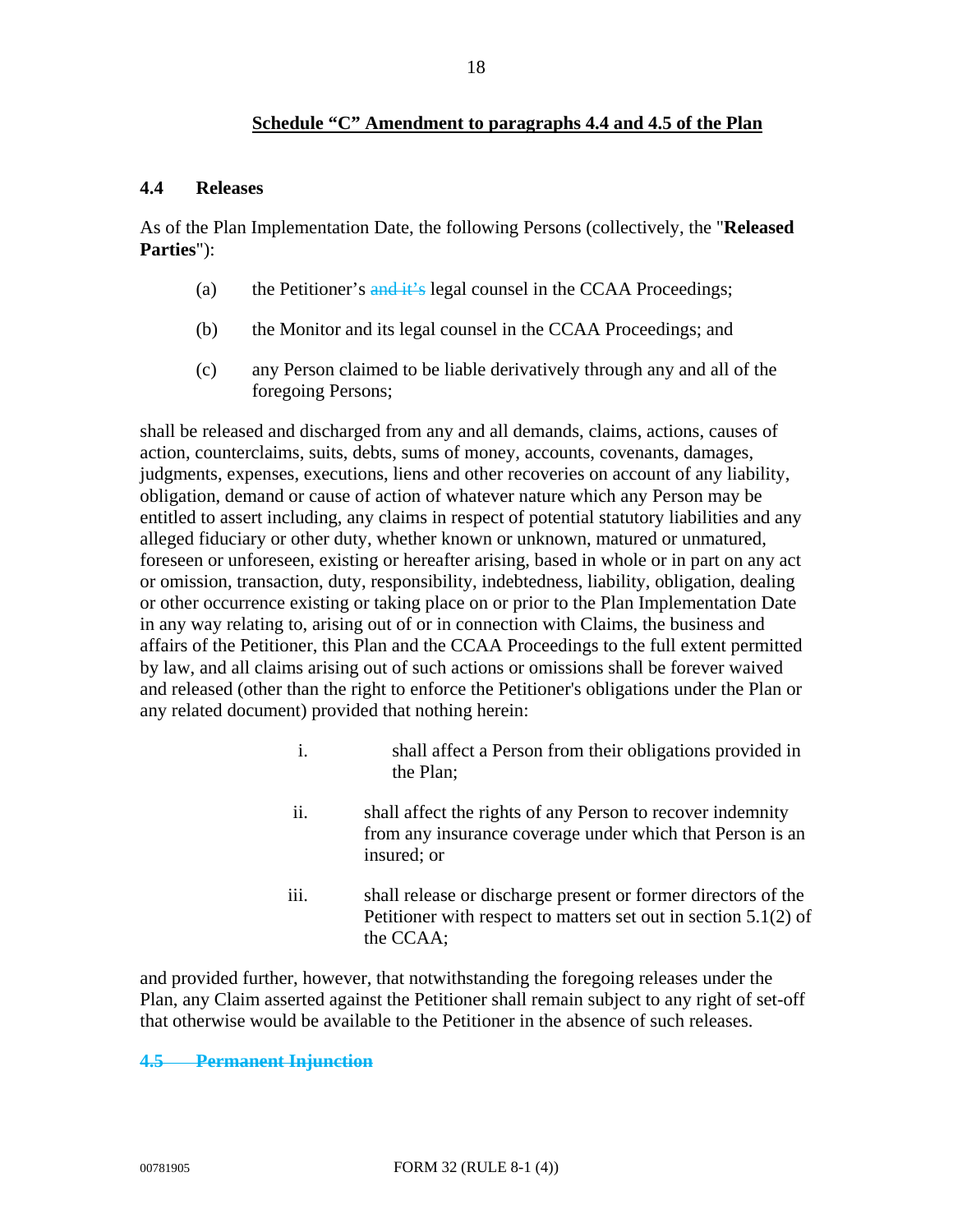## Schedule "C" Amendment to paragraphs 4.4 and 4.5 of the Plan

### 4.4 Releases

As of the Plan Implementation Date, the following Persons (collectively, the "**Released Parties**"):

(a) the Petitioner's ~~and it's~~ legal counsel in the CCAA Proceedings;

(b) the Monitor and its legal counsel in the CCAA Proceedings; and

(c) any Person claimed to be liable derivatively through any and all of the foregoing Persons;

shall be released and discharged from any and all demands, claims, actions, causes of action, counterclaims, suits, debts, sums of money, accounts, covenants, damages, judgments, expenses, executions, liens and other recoveries on account of any liability, obligation, demand or cause of action of whatever nature which any Person may be entitled to assert including, any claims in respect of potential statutory liabilities and any alleged fiduciary or other duty, whether known or unknown, matured or unmatured, foreseen or unforeseen, existing or hereafter arising, based in whole or in part on any act or omission, transaction, duty, responsibility, indebtedness, liability, obligation, dealing or other occurrence existing or taking place on or prior to the Plan Implementation Date in any way relating to, arising out of or in connection with Claims, the business and affairs of the Petitioner, this Plan and the CCAA Proceedings to the full extent permitted by law, and all claims arising out of such actions or omissions shall be forever waived and released (other than the right to enforce the Petitioner's obligations under the Plan or any related document) provided that nothing herein:

i. shall affect a Person from their obligations provided in the Plan;

ii. shall affect the rights of any Person to recover indemnity from any insurance coverage under which that Person is an insured; or

iii. shall release or discharge present or former directors of the Petitioner with respect to matters set out in section 5.1(2) of the CCAA;

and provided further, however, that notwithstanding the foregoing releases under the Plan, any Claim asserted against the Petitioner shall remain subject to any right of set-off that otherwise would be available to the Petitioner in the absence of such releases.

### ~~4.5 Permanent Injunction~~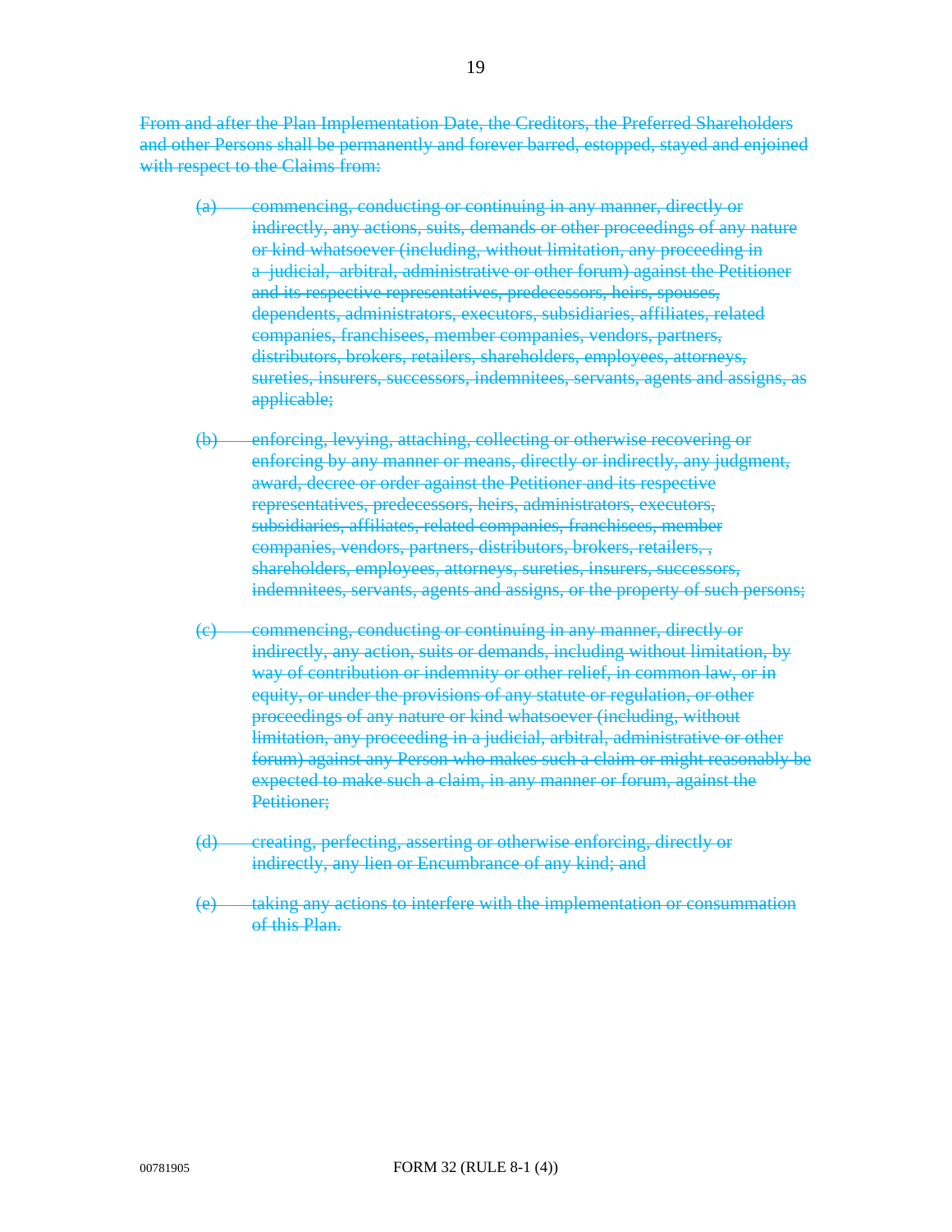~~From and after the Plan Implementation Date, the Creditors, the Preferred Shareholders and other Persons shall be permanently and forever barred, estopped, stayed and enjoined with respect to the Claims from:~~

~~(a) commencing, conducting or continuing in any manner, directly or indirectly, any actions, suits, demands or other proceedings of any nature or kind whatsoever (including, without limitation, any proceeding in a judicial, arbitral, administrative or other forum) against the Petitioner and its respective representatives, predecessors, heirs, spouses, dependents, administrators, executors, subsidiaries, affiliates, related companies, franchisees, member companies, vendors, partners, distributors, brokers, retailers, shareholders, employees, attorneys, sureties, insurers, successors, indemnitees, servants, agents and assigns, as applicable;~~

~~(b) enforcing, levying, attaching, collecting or otherwise recovering or enforcing by any manner or means, directly or indirectly, any judgment, award, decree or order against the Petitioner and its respective representatives, predecessors, heirs, administrators, executors, subsidiaries, affiliates, related companies, franchisees, member companies, vendors, partners, distributors, brokers, retailers, , shareholders, employees, attorneys, sureties, insurers, successors, indemnitees, servants, agents and assigns, or the property of such persons;~~

~~(c) commencing, conducting or continuing in any manner, directly or indirectly, any action, suits or demands, including without limitation, by way of contribution or indemnity or other relief, in common law, or in equity, or under the provisions of any statute or regulation, or other proceedings of any nature or kind whatsoever (including, without limitation, any proceeding in a judicial, arbitral, administrative or other forum) against any Person who makes such a claim or might reasonably be expected to make such a claim, in any manner or forum, against the Petitioner;~~

~~(d) creating, perfecting, asserting or otherwise enforcing, directly or indirectly, any lien or Encumbrance of any kind; and~~

~~(e) taking any actions to interfere with the implementation or consummation of this Plan.~~